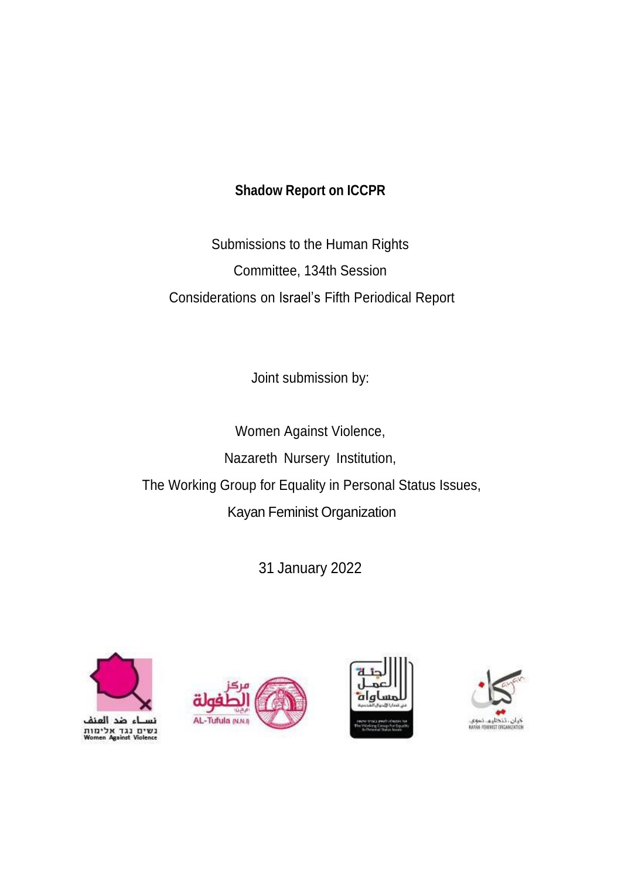**Shadow Report on ICCPR**

Submissions to the Human Rights

Committee, 134th Session

Considerations on Israel's Fifth Periodical Report

Joint submission by:

Women Against Violence,

Nazareth Nursery Institution,

The Working Group for Equality in Personal Status Issues,

Kayan Feminist Organization

31 January 2022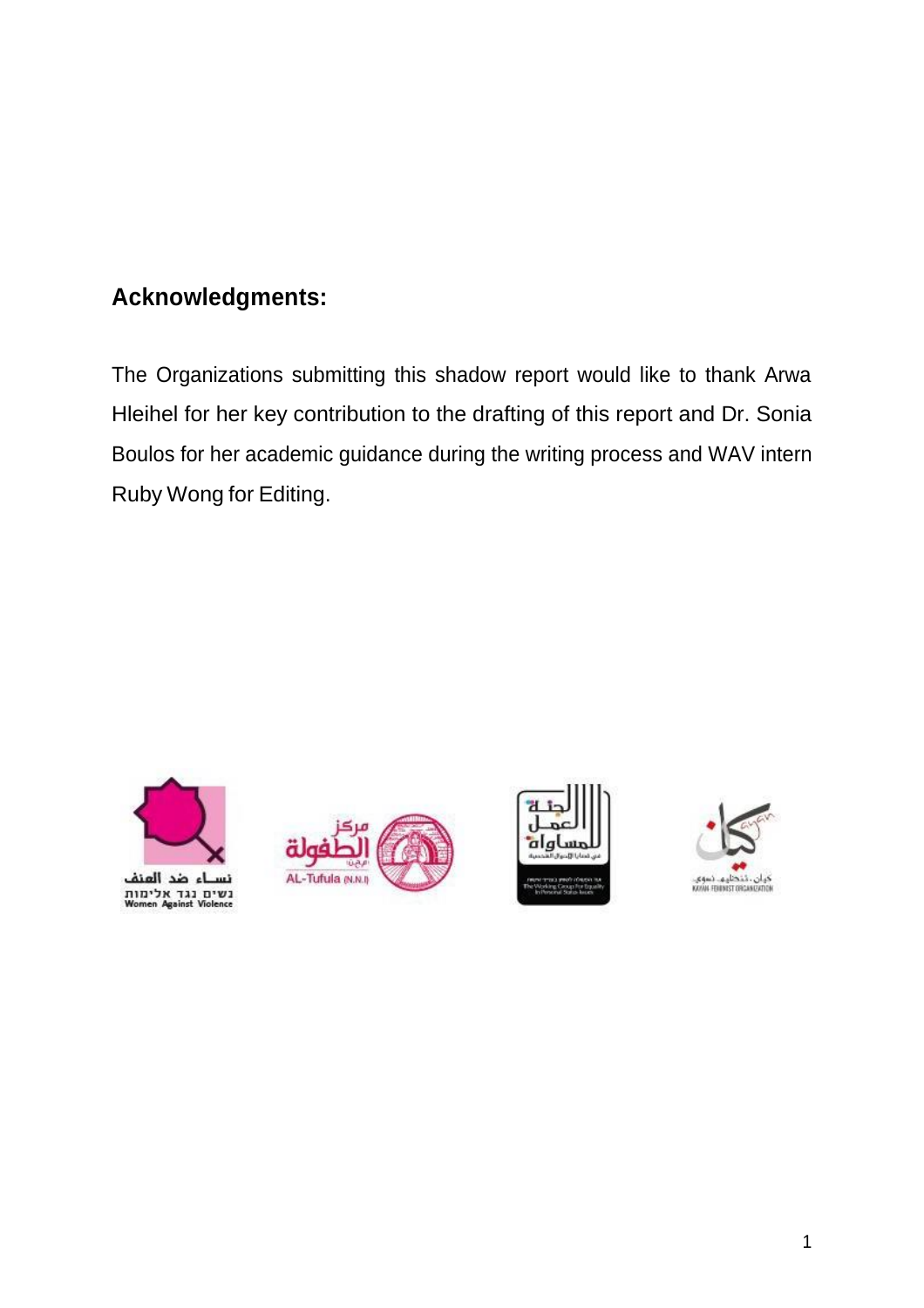## Acknowledgments:

The Organizations submitting this shadow report would like to thank Arwa Hleihel for her key contribution to the drafting of this report and Dr. Sonia Boulos for her academic guidance during the writing process and WAV intern Ruby Wong for Editing.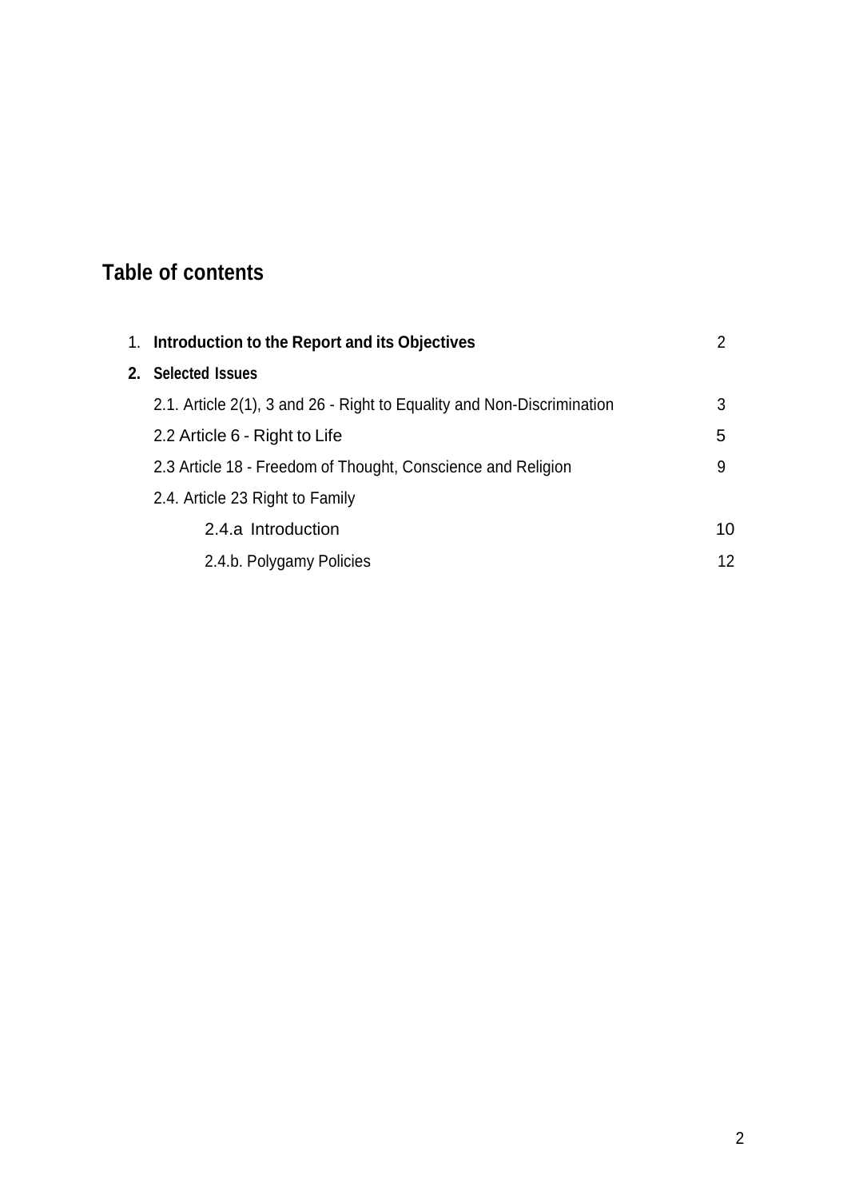## Table of contents

1. **Introduction to the Report and its Objectives** 2
2. **Selected Issues**
   - 2.1. Article 2(1), 3 and 26 - Right to Equality and Non-Discrimination 3
   - 2.2 Article 6 - Right to Life 5
   - 2.3 Article 18 - Freedom of Thought, Conscience and Religion 9
   - 2.4. Article 23 Right to Family
     - 2.4.a Introduction 10
     - 2.4.b. Polygamy Policies 12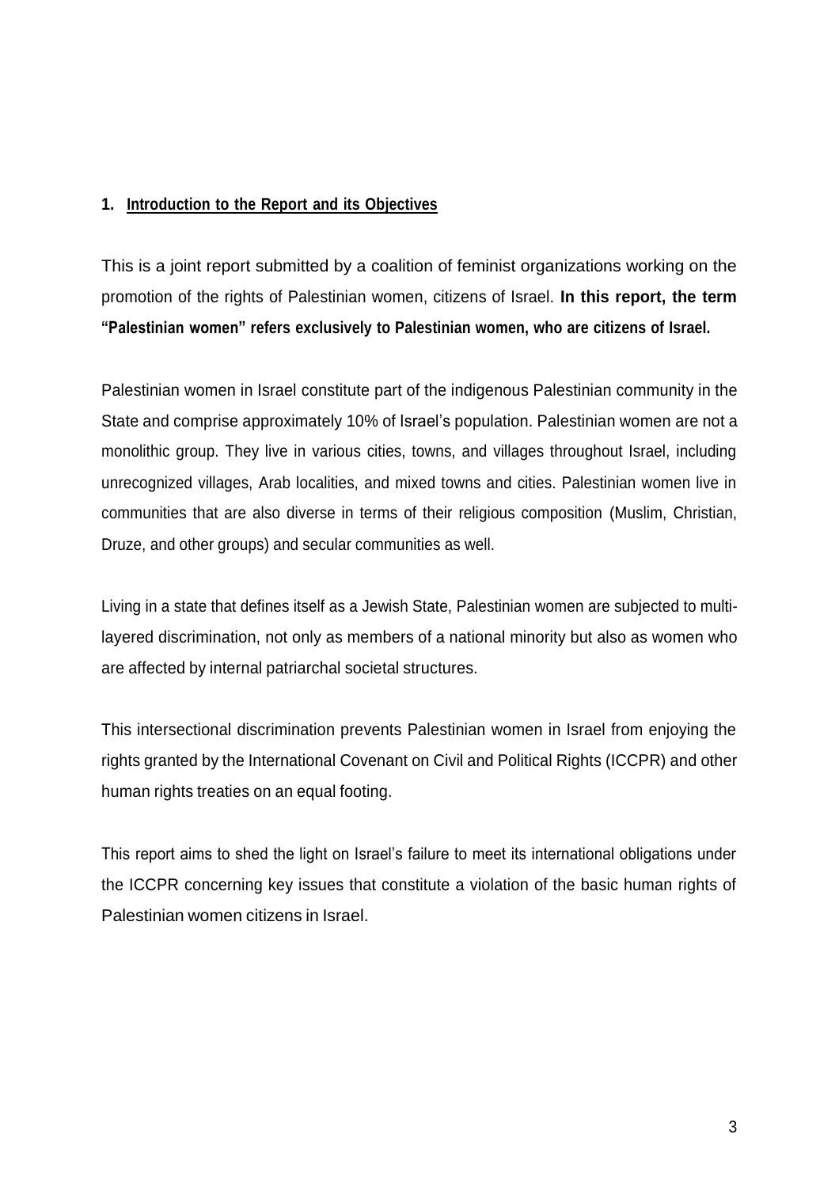## 1. Introduction to the Report and its Objectives

This is a joint report submitted by a coalition of feminist organizations working on the promotion of the rights of Palestinian women, citizens of Israel. **In this report, the term "Palestinian women" refers exclusively to Palestinian women, who are citizens of Israel.**

Palestinian women in Israel constitute part of the indigenous Palestinian community in the State and comprise approximately 10% of Israel's population. Palestinian women are not a monolithic group. They live in various cities, towns, and villages throughout Israel, including unrecognized villages, Arab localities, and mixed towns and cities. Palestinian women live in communities that are also diverse in terms of their religious composition (Muslim, Christian, Druze, and other groups) and secular communities as well.

Living in a state that defines itself as a Jewish State, Palestinian women are subjected to multi-layered discrimination, not only as members of a national minority but also as women who are affected by internal patriarchal societal structures.

This intersectional discrimination prevents Palestinian women in Israel from enjoying the rights granted by the International Covenant on Civil and Political Rights (ICCPR) and other human rights treaties on an equal footing.

This report aims to shed the light on Israel's failure to meet its international obligations under the ICCPR concerning key issues that constitute a violation of the basic human rights of Palestinian women citizens in Israel.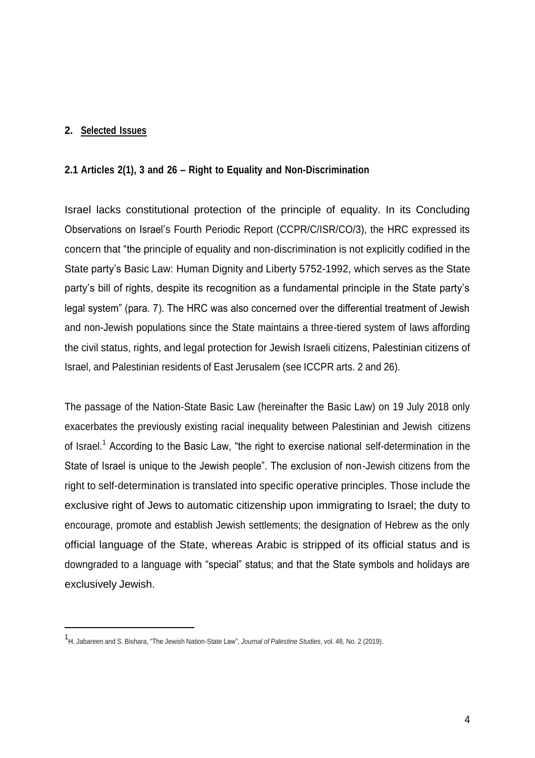## 2. Selected Issues

### 2.1 Articles 2(1), 3 and 26 – Right to Equality and Non-Discrimination

Israel lacks constitutional protection of the principle of equality. In its Concluding Observations on Israel's Fourth Periodic Report (CCPR/C/ISR/CO/3), the HRC expressed its concern that "the principle of equality and non-discrimination is not explicitly codified in the State party's Basic Law: Human Dignity and Liberty 5752-1992, which serves as the State party's bill of rights, despite its recognition as a fundamental principle in the State party's legal system" (para. 7). The HRC was also concerned over the differential treatment of Jewish and non-Jewish populations since the State maintains a three-tiered system of laws affording the civil status, rights, and legal protection for Jewish Israeli citizens, Palestinian citizens of Israel, and Palestinian residents of East Jerusalem (see ICCPR arts. 2 and 26).

The passage of the Nation-State Basic Law (hereinafter the Basic Law) on 19 July 2018 only exacerbates the previously existing racial inequality between Palestinian and Jewish citizens of Israel.[1] According to the Basic Law, "the right to exercise national self-determination in the State of Israel is unique to the Jewish people". The exclusion of non-Jewish citizens from the right to self-determination is translated into specific operative principles. Those include the exclusive right of Jews to automatic citizenship upon immigrating to Israel; the duty to encourage, promote and establish Jewish settlements; the designation of Hebrew as the only official language of the State, whereas Arabic is stripped of its official status and is downgraded to a language with "special" status; and that the State symbols and holidays are exclusively Jewish.

---

[1] H. Jabareen and S. Bishara, "The Jewish Nation-State Law", *Journal of Palestine Studies*, vol. 48, No. 2 (2019).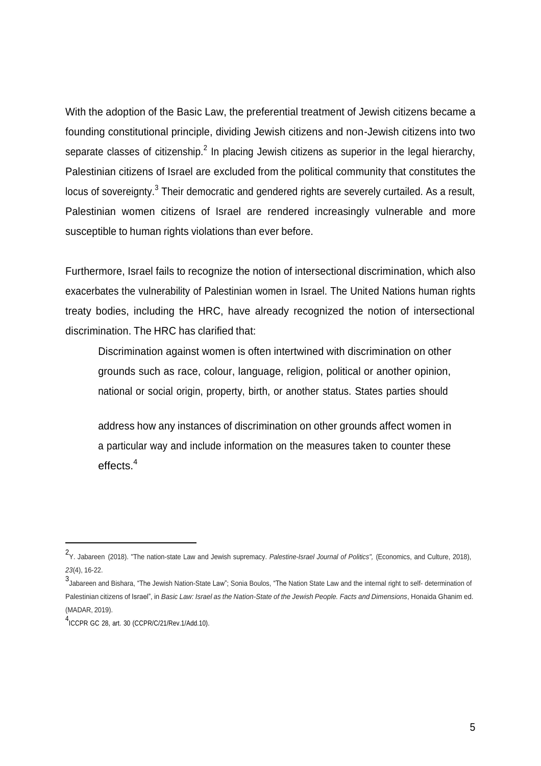With the adoption of the Basic Law, the preferential treatment of Jewish citizens became a founding constitutional principle, dividing Jewish citizens and non-Jewish citizens into two separate classes of citizenship.[2] In placing Jewish citizens as superior in the legal hierarchy, Palestinian citizens of Israel are excluded from the political community that constitutes the locus of sovereignty.[3] Their democratic and gendered rights are severely curtailed. As a result, Palestinian women citizens of Israel are rendered increasingly vulnerable and more susceptible to human rights violations than ever before.

Furthermore, Israel fails to recognize the notion of intersectional discrimination, which also exacerbates the vulnerability of Palestinian women in Israel. The United Nations human rights treaty bodies, including the HRC, have already recognized the notion of intersectional discrimination. The HRC has clarified that:

> Discrimination against women is often intertwined with discrimination on other grounds such as race, colour, language, religion, political or another opinion, national or social origin, property, birth, or another status. States parties should
>
> address how any instances of discrimination on other grounds affect women in a particular way and include information on the measures taken to counter these effects.[4]

---

[2] Y. Jabareen (2018). "The nation-state Law and Jewish supremacy. *Palestine-Israel Journal of Politics",* (Economics, and Culture, 2018), *23*(4), 16-22.

[3] Jabareen and Bishara, "The Jewish Nation-State Law"; Sonia Boulos, "The Nation State Law and the internal right to self- determination of Palestinian citizens of Israel", in *Basic Law: Israel as the Nation-State of the Jewish People. Facts and Dimensions*, Honaida Ghanim ed. (MADAR, 2019).

[4] ICCPR GC 28, art. 30 (CCPR/C/21/Rev.1/Add.10).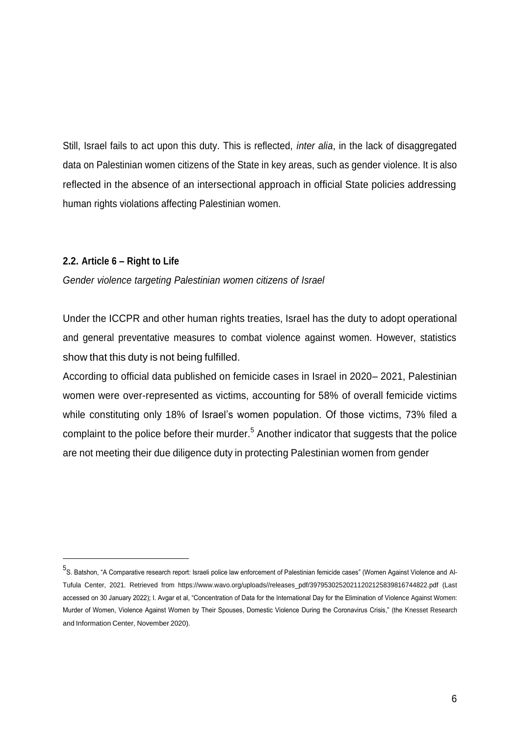Still, Israel fails to act upon this duty. This is reflected, *inter alia*, in the lack of disaggregated data on Palestinian women citizens of the State in key areas, such as gender violence. It is also reflected in the absence of an intersectional approach in official State policies addressing human rights violations affecting Palestinian women.

### 2.2. Article 6 – Right to Life

*Gender violence targeting Palestinian women citizens of Israel*

Under the ICCPR and other human rights treaties, Israel has the duty to adopt operational and general preventative measures to combat violence against women. However, statistics show that this duty is not being fulfilled.

According to official data published on femicide cases in Israel in 2020– 2021, Palestinian women were over-represented as victims, accounting for 58% of overall femicide victims while constituting only 18% of Israel's women population. Of those victims, 73% filed a complaint to the police before their murder.[5] Another indicator that suggests that the police are not meeting their due diligence duty in protecting Palestinian women from gender

---

[5] S. Batshon, "A Comparative research report: Israeli police law enforcement of Palestinian femicide cases" (Women Against Violence and Al-Tufula Center, 2021. Retrieved from https://www.wavo.org/uploads//releases_pdf/397953025202112021258398167448​22.pdf (Last accessed on 30 January 2022); I. Avgar et al, "Concentration of Data for the International Day for the Elimination of Violence Against Women: Murder of Women, Violence Against Women by Their Spouses, Domestic Violence During the Coronavirus Crisis," (the Knesset Research and Information Center, November 2020).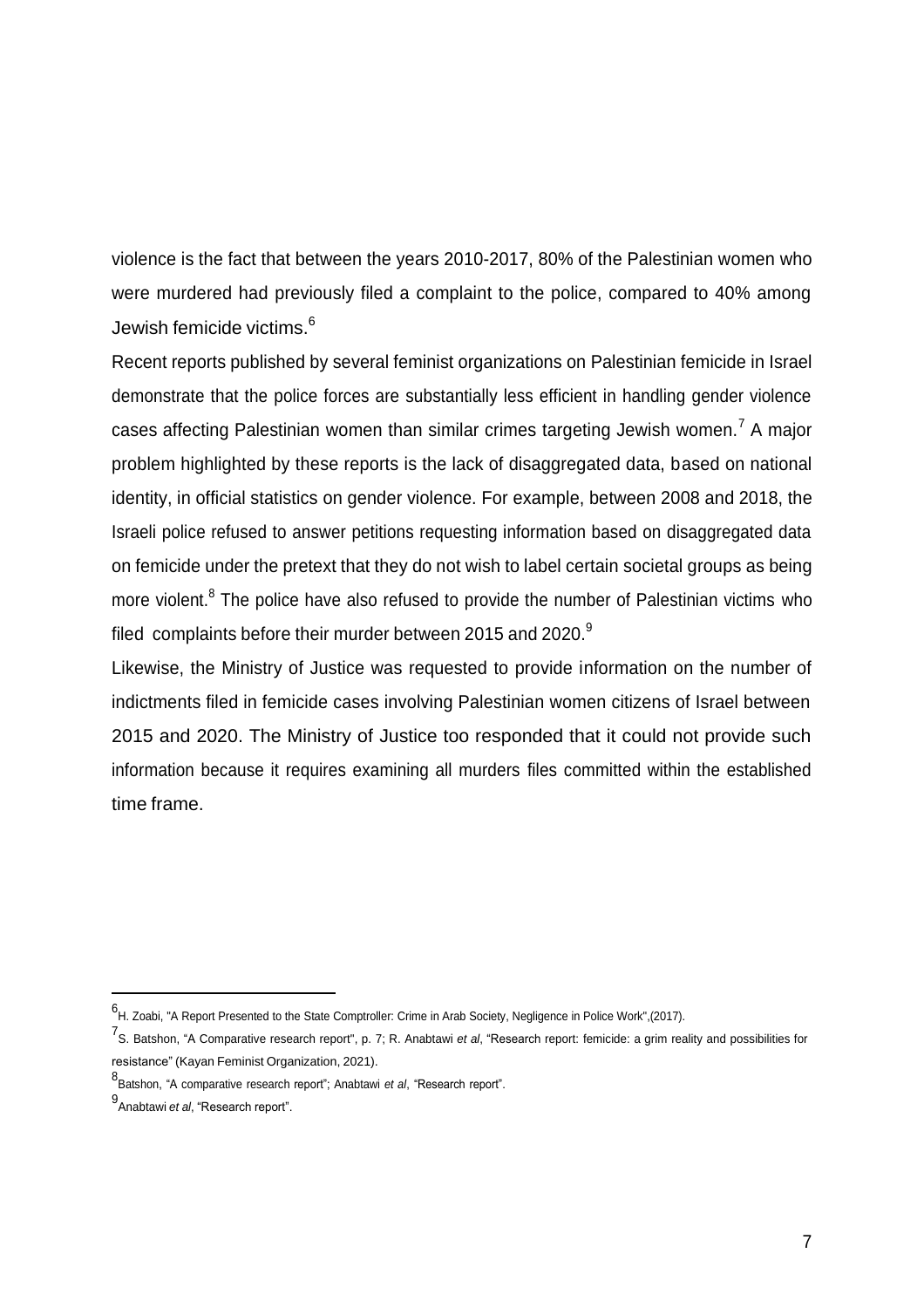violence is the fact that between the years 2010-2017, 80% of the Palestinian women who were murdered had previously filed a complaint to the police, compared to 40% among Jewish femicide victims.[6]

Recent reports published by several feminist organizations on Palestinian femicide in Israel demonstrate that the police forces are substantially less efficient in handling gender violence cases affecting Palestinian women than similar crimes targeting Jewish women.[7] A major problem highlighted by these reports is the lack of disaggregated data, based on national identity, in official statistics on gender violence. For example, between 2008 and 2018, the Israeli police refused to answer petitions requesting information based on disaggregated data on femicide under the pretext that they do not wish to label certain societal groups as being more violent.[8] The police have also refused to provide the number of Palestinian victims who filed complaints before their murder between 2015 and 2020.[9]

Likewise, the Ministry of Justice was requested to provide information on the number of indictments filed in femicide cases involving Palestinian women citizens of Israel between 2015 and 2020. The Ministry of Justice too responded that it could not provide such information because it requires examining all murders files committed within the established time frame.

---

[6] H. Zoabi, "A Report Presented to the State Comptroller: Crime in Arab Society, Negligence in Police Work",(2017).

[7] S. Batshon, "A Comparative research report", p. 7; R. Anabtawi *et al*, "Research report: femicide: a grim reality and possibilities for resistance" (Kayan Feminist Organization, 2021).

[8] Batshon, "A comparative research report"; Anabtawi *et al*, "Research report".

[9] Anabtawi *et al*, "Research report".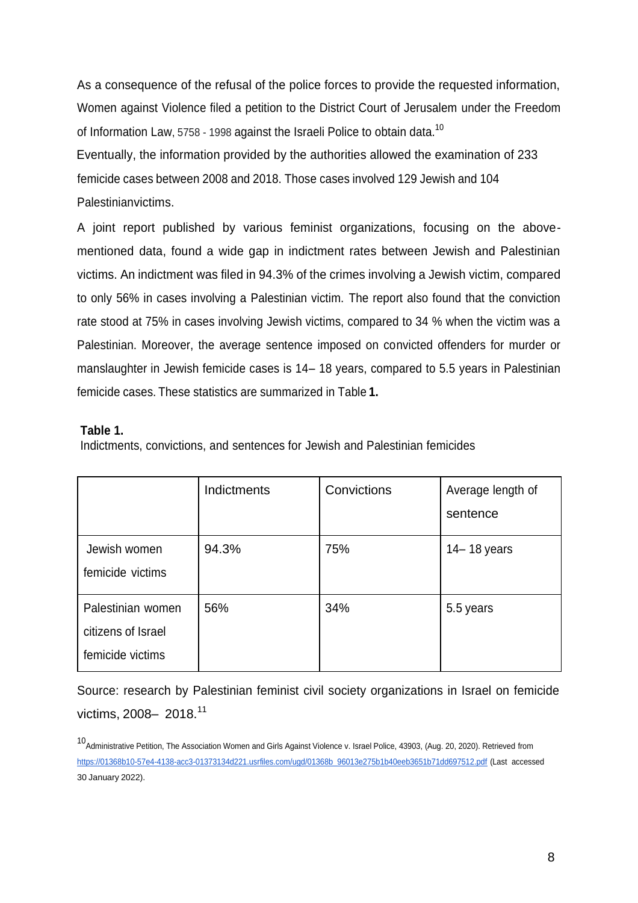As a consequence of the refusal of the police forces to provide the requested information, Women against Violence filed a petition to the District Court of Jerusalem under the Freedom of Information Law, 5758 - 1998 against the Israeli Police to obtain data.[10]

Eventually, the information provided by the authorities allowed the examination of 233 femicide cases between 2008 and 2018. Those cases involved 129 Jewish and 104 Palestinianvictims.

A joint report published by various feminist organizations, focusing on the above-mentioned data, found a wide gap in indictment rates between Jewish and Palestinian victims. An indictment was filed in 94.3% of the crimes involving a Jewish victim, compared to only 56% in cases involving a Palestinian victim. The report also found that the conviction rate stood at 75% in cases involving Jewish victims, compared to 34 % when the victim was a Palestinian. Moreover, the average sentence imposed on convicted offenders for murder or manslaughter in Jewish femicide cases is 14– 18 years, compared to 5.5 years in Palestinian femicide cases. These statistics are summarized in Table **1.**

**Table 1.**

Indictments, convictions, and sentences for Jewish and Palestinian femicides

| | Indictments | Convictions | Average length of sentence |
|---|---|---|---|
| Jewish women femicide victims | 94.3% | 75% | 14– 18 years |
| Palestinian women citizens of Israel femicide victims | 56% | 34% | 5.5 years |

Source: research by Palestinian feminist civil society organizations in Israel on femicide victims, 2008– 2018.[11]

[10] Administrative Petition, The Association Women and Girls Against Violence v. Israel Police, 43903, (Aug. 20, 2020). Retrieved from https://01368b10-57e4-4138-acc3-01373134d221.usrfiles.com/ugd/01368b_96013e275b1b40eeb3651b71dd697512.pdf (Last accessed 30 January 2022).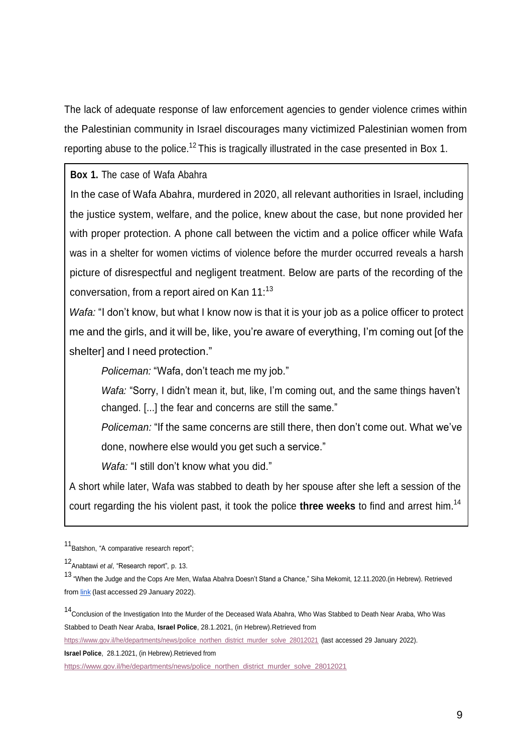The lack of adequate response of law enforcement agencies to gender violence crimes within the Palestinian community in Israel discourages many victimized Palestinian women from reporting abuse to the police.[12] This is tragically illustrated in the case presented in Box 1.

**Box 1.** The case of Wafa Abahra

In the case of Wafa Abahra, murdered in 2020, all relevant authorities in Israel, including the justice system, welfare, and the police, knew about the case, but none provided her with proper protection. A phone call between the victim and a police officer while Wafa was in a shelter for women victims of violence before the murder occurred reveals a harsh picture of disrespectful and negligent treatment. Below are parts of the recording of the conversation, from a report aired on Kan 11:[13]

*Wafa:* "I don't know, but what I know now is that it is your job as a police officer to protect me and the girls, and it will be, like, you're aware of everything, I'm coming out [of the shelter] and I need protection."

*Policeman:* "Wafa, don't teach me my job."

*Wafa:* "Sorry, I didn't mean it, but, like, I'm coming out, and the same things haven't changed. [...] the fear and concerns are still the same."

*Policeman:* "If the same concerns are still there, then don't come out. What we've done, nowhere else would you get such a service."

*Wafa:* "I still don't know what you did."

A short while later, Wafa was stabbed to death by her spouse after she left a session of the court regarding the his violent past, it took the police **three weeks** to find and arrest him.[14]

---

[11] Batshon, "A comparative research report";

[12] Anabtawi *et al*, "Research report", p. 13.

[13] "When the Judge and the Cops Are Men, Wafaa Abahra Doesn't Stand a Chance," Siha Mekomit, 12.11.2020.(in Hebrew). Retrieved from link (last accessed 29 January 2022).

[14] Conclusion of the Investigation Into the Murder of the Deceased Wafa Abahra, Who Was Stabbed to Death Near Araba, Who Was Stabbed to Death Near Araba, **Israel Police**, 28.1.2021, (in Hebrew).Retrieved from https://www.gov.il/he/departments/news/police_northen_district_murder_solve_28012021 (last accessed 29 January 2022).

**Israel Police**, 28.1.2021, (in Hebrew).Retrieved from https://www.gov.il/he/departments/news/police_northen_district_murder_solve_28012021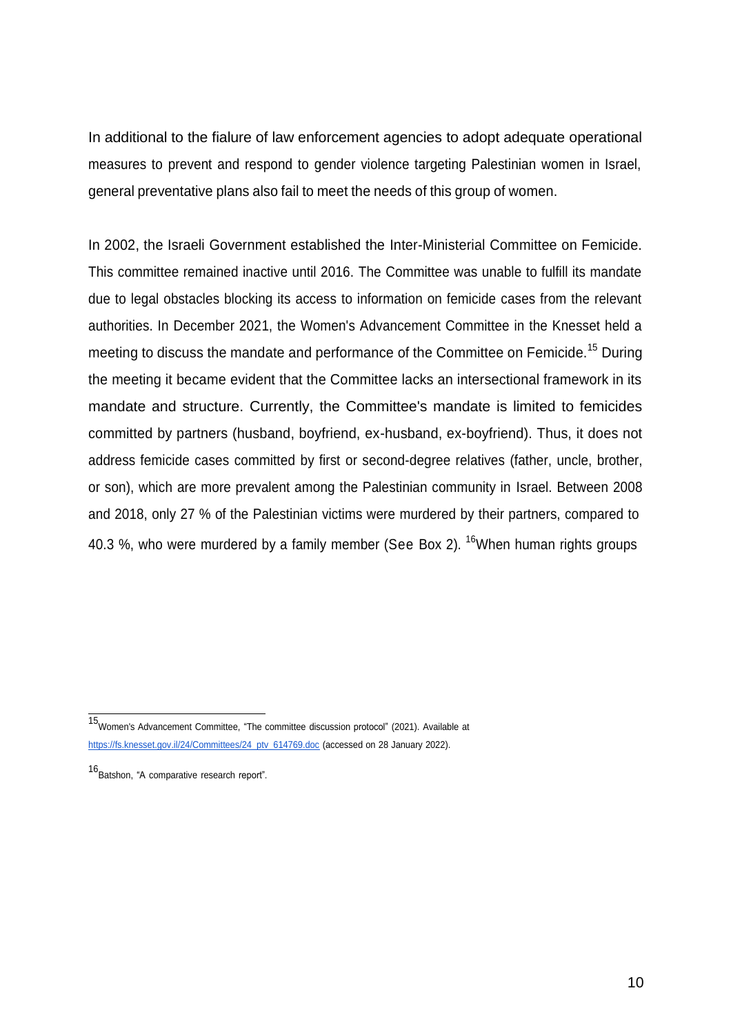In additional to the fialure of law enforcement agencies to adopt adequate operational measures to prevent and respond to gender violence targeting Palestinian women in Israel, general preventative plans also fail to meet the needs of this group of women.

In 2002, the Israeli Government established the Inter-Ministerial Committee on Femicide. This committee remained inactive until 2016. The Committee was unable to fulfill its mandate due to legal obstacles blocking its access to information on femicide cases from the relevant authorities. In December 2021, the Women's Advancement Committee in the Knesset held a meeting to discuss the mandate and performance of the Committee on Femicide.[15] During the meeting it became evident that the Committee lacks an intersectional framework in its mandate and structure. Currently, the Committee's mandate is limited to femicides committed by partners (husband, boyfriend, ex-husband, ex-boyfriend). Thus, it does not address femicide cases committed by first or second-degree relatives (father, uncle, brother, or son), which are more prevalent among the Palestinian community in Israel. Between 2008 and 2018, only 27 % of the Palestinian victims were murdered by their partners, compared to 40.3 %, who were murdered by a family member (See Box 2). [16]When human rights groups

---

[15] Women's Advancement Committee, "The committee discussion protocol" (2021). Available at https://fs.knesset.gov.il/24/Committees/24_ptv_614769.doc (accessed on 28 January 2022).

[16] Batshon, "A comparative research report".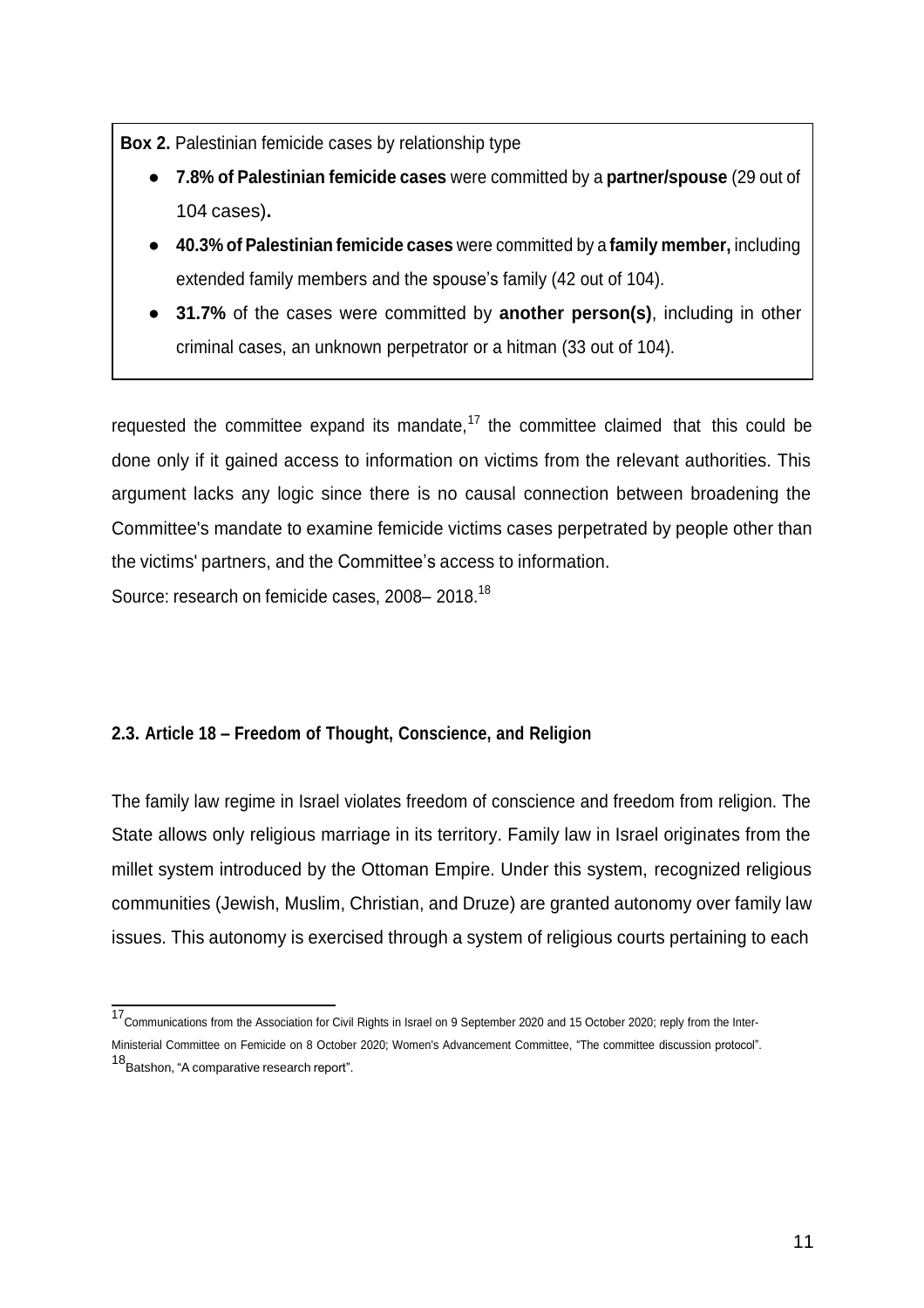**Box 2.** Palestinian femicide cases by relationship type

- **7.8% of Palestinian femicide cases** were committed by a **partner/spouse** (29 out of 104 cases)**.**
- **40.3% of Palestinian femicide cases** were committed by a **family member,** including extended family members and the spouse's family (42 out of 104).
- **31.7%** of the cases were committed by **another person(s)**, including in other criminal cases, an unknown perpetrator or a hitman (33 out of 104).

requested the committee expand its mandate,[17] the committee claimed that this could be done only if it gained access to information on victims from the relevant authorities. This argument lacks any logic since there is no causal connection between broadening the Committee's mandate to examine femicide victims cases perpetrated by people other than the victims' partners, and the Committee's access to information.

Source: research on femicide cases, 2008– 2018.[18]

### 2.3. Article 18 – Freedom of Thought, Conscience, and Religion

The family law regime in Israel violates freedom of conscience and freedom from religion. The State allows only religious marriage in its territory. Family law in Israel originates from the millet system introduced by the Ottoman Empire. Under this system, recognized religious communities (Jewish, Muslim, Christian, and Druze) are granted autonomy over family law issues. This autonomy is exercised through a system of religious courts pertaining to each

---

[17] Communications from the Association for Civil Rights in Israel on 9 September 2020 and 15 October 2020; reply from the Inter-Ministerial Committee on Femicide on 8 October 2020; Women's Advancement Committee, "The committee discussion protocol".

[18] Batshon, "A comparative research report".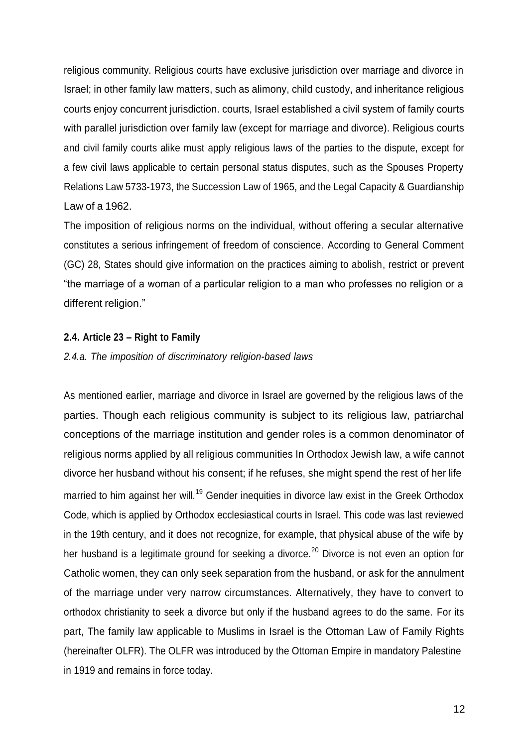religious community. Religious courts have exclusive jurisdiction over marriage and divorce in Israel; in other family law matters, such as alimony, child custody, and inheritance religious courts enjoy concurrent jurisdiction. courts, Israel established a civil system of family courts with parallel jurisdiction over family law (except for marriage and divorce). Religious courts and civil family courts alike must apply religious laws of the parties to the dispute, except for a few civil laws applicable to certain personal status disputes, such as the Spouses Property Relations Law 5733-1973, the Succession Law of 1965, and the Legal Capacity & Guardianship Law of a 1962.

The imposition of religious norms on the individual, without offering a secular alternative constitutes a serious infringement of freedom of conscience. According to General Comment (GC) 28, States should give information on the practices aiming to abolish, restrict or prevent "the marriage of a woman of a particular religion to a man who professes no religion or a different religion."

### 2.4. Article 23 – Right to Family

*2.4.a. The imposition of discriminatory religion-based laws*

As mentioned earlier, marriage and divorce in Israel are governed by the religious laws of the parties. Though each religious community is subject to its religious law, patriarchal conceptions of the marriage institution and gender roles is a common denominator of religious norms applied by all religious communities In Orthodox Jewish law, a wife cannot divorce her husband without his consent; if he refuses, she might spend the rest of her life married to him against her will.[19] Gender inequities in divorce law exist in the Greek Orthodox Code, which is applied by Orthodox ecclesiastical courts in Israel. This code was last reviewed in the 19th century, and it does not recognize, for example, that physical abuse of the wife by her husband is a legitimate ground for seeking a divorce.[20] Divorce is not even an option for Catholic women, they can only seek separation from the husband, or ask for the annulment of the marriage under very narrow circumstances. Alternatively, they have to convert to orthodox christianity to seek a divorce but only if the husband agrees to do the same. For its part, The family law applicable to Muslims in Israel is the Ottoman Law of Family Rights (hereinafter OLFR). The OLFR was introduced by the Ottoman Empire in mandatory Palestine in 1919 and remains in force today.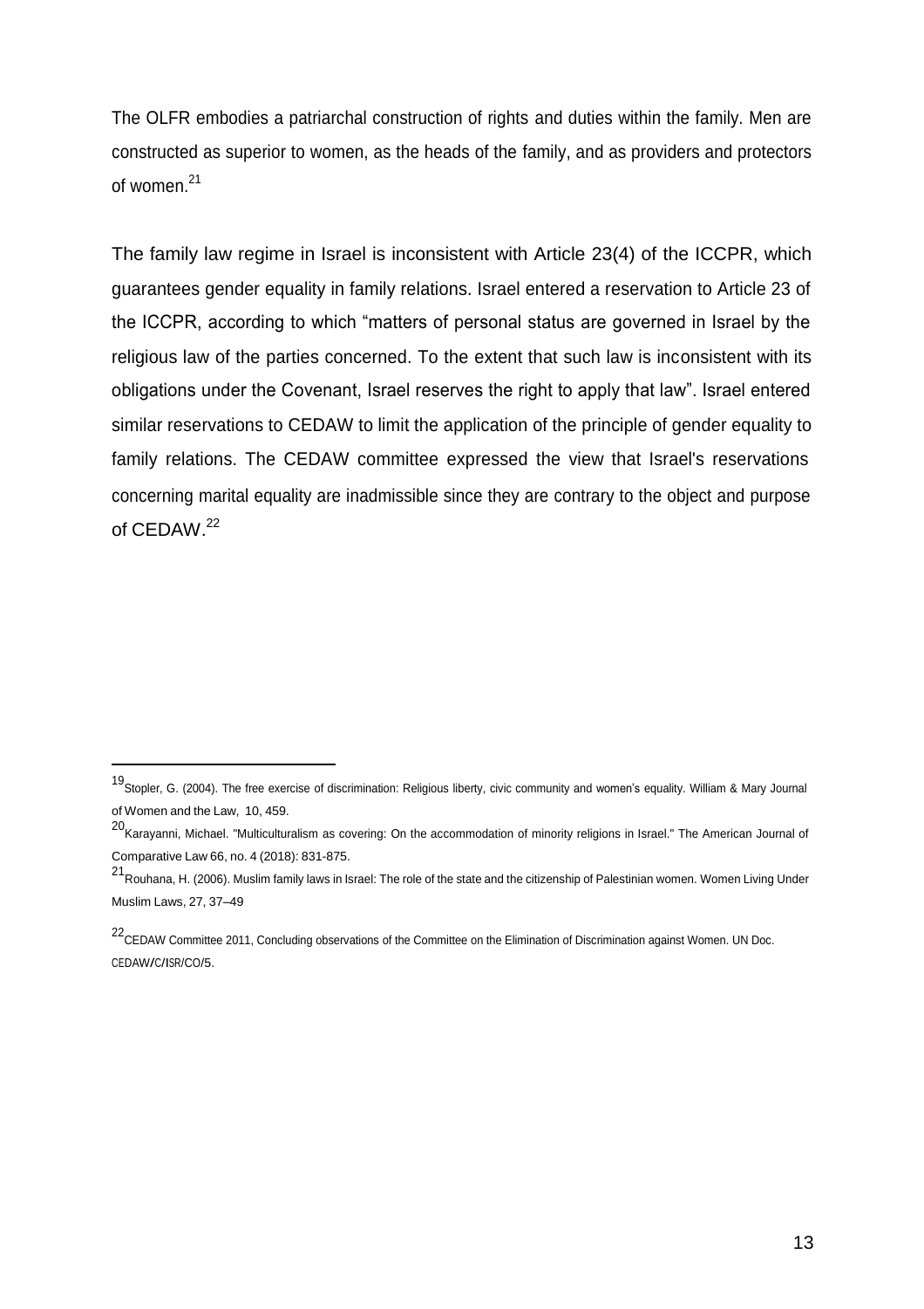The OLFR embodies a patriarchal construction of rights and duties within the family. Men are constructed as superior to women, as the heads of the family, and as providers and protectors of women.[21]

The family law regime in Israel is inconsistent with Article 23(4) of the ICCPR, which guarantees gender equality in family relations. Israel entered a reservation to Article 23 of the ICCPR, according to which "matters of personal status are governed in Israel by the religious law of the parties concerned. To the extent that such law is inconsistent with its obligations under the Covenant, Israel reserves the right to apply that law". Israel entered similar reservations to CEDAW to limit the application of the principle of gender equality to family relations. The CEDAW committee expressed the view that Israel's reservations concerning marital equality are inadmissible since they are contrary to the object and purpose of CEDAW.[22]

---

[19] Stopler, G. (2004). The free exercise of discrimination: Religious liberty, civic community and women's equality. William & Mary Journal of Women and the Law, 10, 459.

[20] Karayanni, Michael. "Multiculturalism as covering: On the accommodation of minority religions in Israel." The American Journal of Comparative Law 66, no. 4 (2018): 831-875.

[21] Rouhana, H. (2006). Muslim family laws in Israel: The role of the state and the citizenship of Palestinian women. Women Living Under Muslim Laws, 27, 37–49

[22] CEDAW Committee 2011, Concluding observations of the Committee on the Elimination of Discrimination against Women. UN Doc. CEDAW/C/ISR/CO/5.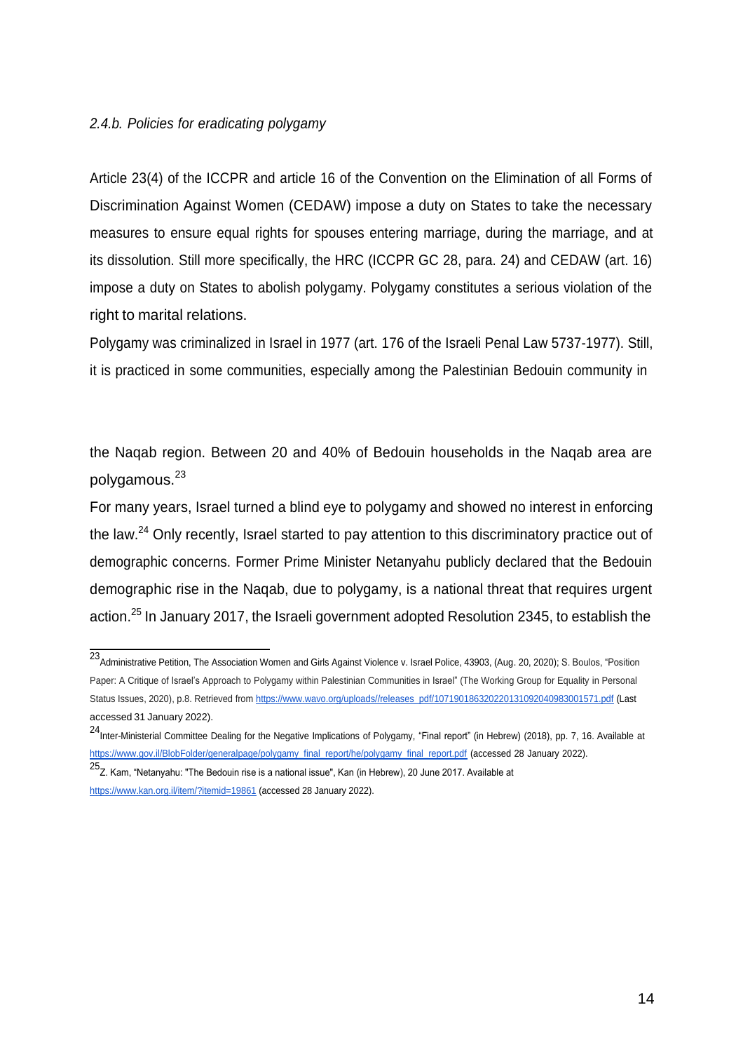*2.4.b. Policies for eradicating polygamy*

Article 23(4) of the ICCPR and article 16 of the Convention on the Elimination of all Forms of Discrimination Against Women (CEDAW) impose a duty on States to take the necessary measures to ensure equal rights for spouses entering marriage, during the marriage, and at its dissolution. Still more specifically, the HRC (ICCPR GC 28, para. 24) and CEDAW (art. 16) impose a duty on States to abolish polygamy. Polygamy constitutes a serious violation of the right to marital relations.

Polygamy was criminalized in Israel in 1977 (art. 176 of the Israeli Penal Law 5737-1977). Still, it is practiced in some communities, especially among the Palestinian Bedouin community in the Naqab region. Between 20 and 40% of Bedouin households in the Naqab area are polygamous.[23]

For many years, Israel turned a blind eye to polygamy and showed no interest in enforcing the law.[24] Only recently, Israel started to pay attention to this discriminatory practice out of demographic concerns. Former Prime Minister Netanyahu publicly declared that the Bedouin demographic rise in the Naqab, due to polygamy, is a national threat that requires urgent action.[25] In January 2017, the Israeli government adopted Resolution 2345, to establish the

---

[23] Administrative Petition, The Association Women and Girls Against Violence v. Israel Police, 43903, (Aug. 20, 2020); S. Boulos, "Position Paper: A Critique of Israel's Approach to Polygamy within Palestinian Communities in Israel" (The Working Group for Equality in Personal Status Issues, 2020), p.8. Retrieved from https://www.wavo.org/uploads//releases_pdf/107190186320220131092040983001571.pdf (Last accessed 31 January 2022).

[24] Inter-Ministerial Committee Dealing for the Negative Implications of Polygamy, "Final report" (in Hebrew) (2018), pp. 7, 16. Available at https://www.gov.il/BlobFolder/generalpage/polygamy_final_report/he/polygamy_final_report.pdf (accessed 28 January 2022).

[25] Z. Kam, "Netanyahu: "The Bedouin rise is a national issue", Kan (in Hebrew), 20 June 2017. Available at https://www.kan.org.il/item/?itemid=19861 (accessed 28 January 2022).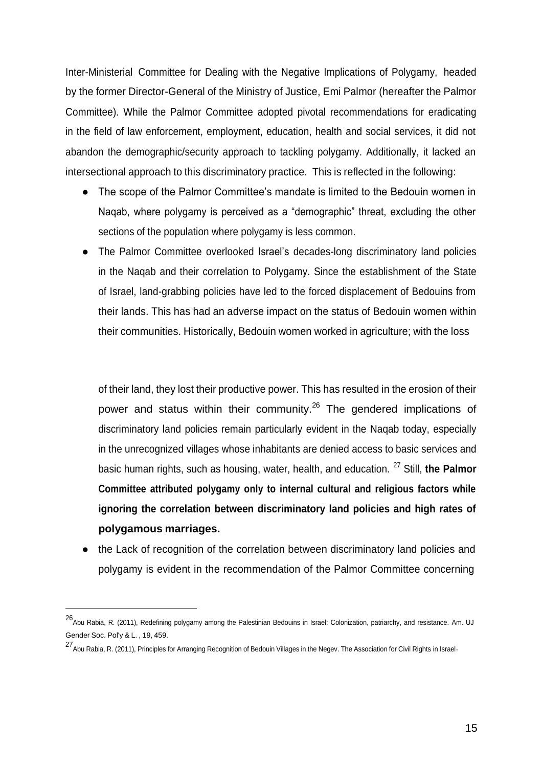Inter-Ministerial Committee for Dealing with the Negative Implications of Polygamy, headed by the former Director-General of the Ministry of Justice, Emi Palmor (hereafter the Palmor Committee). While the Palmor Committee adopted pivotal recommendations for eradicating in the field of law enforcement, employment, education, health and social services, it did not abandon the demographic/security approach to tackling polygamy. Additionally, it lacked an intersectional approach to this discriminatory practice. This is reflected in the following:

- The scope of the Palmor Committee's mandate is limited to the Bedouin women in Naqab, where polygamy is perceived as a "demographic" threat, excluding the other sections of the population where polygamy is less common.
- The Palmor Committee overlooked Israel's decades-long discriminatory land policies in the Naqab and their correlation to Polygamy. Since the establishment of the State of Israel, land-grabbing policies have led to the forced displacement of Bedouins from their lands. This has had an adverse impact on the status of Bedouin women within their communities. Historically, Bedouin women worked in agriculture; with the loss of their land, they lost their productive power. This has resulted in the erosion of their power and status within their community.[26] The gendered implications of discriminatory land policies remain particularly evident in the Naqab today, especially in the unrecognized villages whose inhabitants are denied access to basic services and basic human rights, such as housing, water, health, and education.[27] Still, **the Palmor Committee attributed polygamy only to internal cultural and religious factors while ignoring the correlation between discriminatory land policies and high rates of polygamous marriages.**
- the Lack of recognition of the correlation between discriminatory land policies and polygamy is evident in the recommendation of the Palmor Committee concerning

[26] Abu Rabia, R. (2011), Redefining polygamy among the Palestinian Bedouins in Israel: Colonization, patriarchy, and resistance. Am. UJ Gender Soc. Pol'y & L. , 19, 459.

[27] Abu Rabia, R. (2011), Principles for Arranging Recognition of Bedouin Villages in the Negev. The Association for Civil Rights in Israel.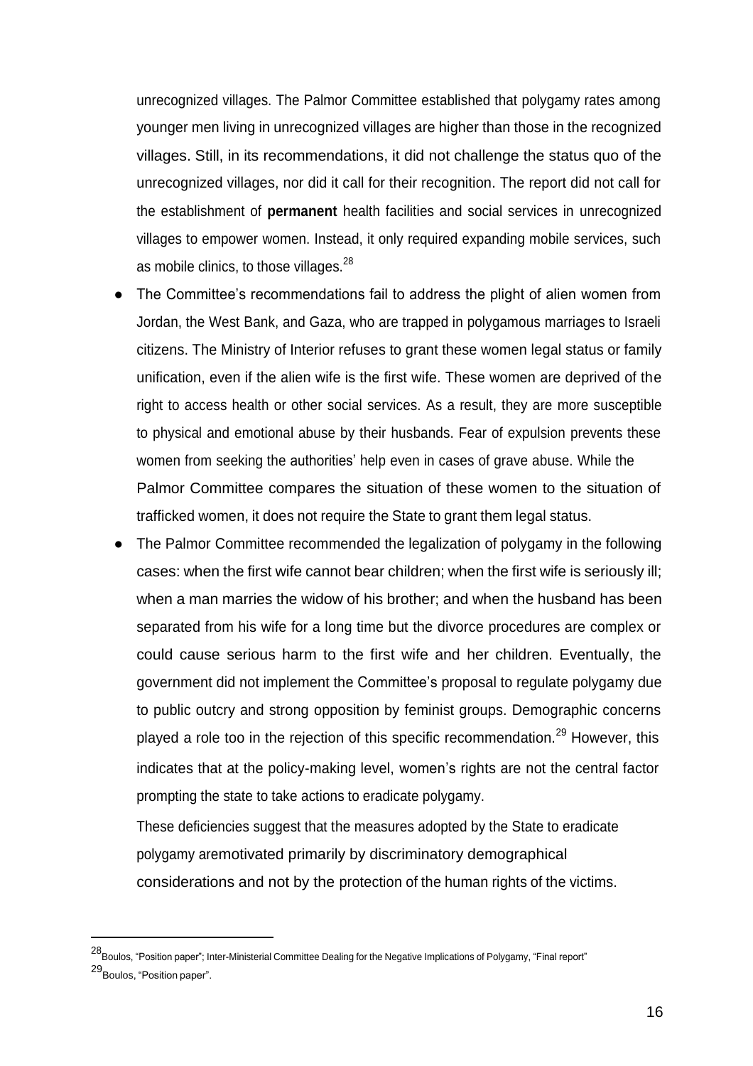unrecognized villages. The Palmor Committee established that polygamy rates among younger men living in unrecognized villages are higher than those in the recognized villages. Still, in its recommendations, it did not challenge the status quo of the unrecognized villages, nor did it call for their recognition. The report did not call for the establishment of **permanent** health facilities and social services in unrecognized villages to empower women. Instead, it only required expanding mobile services, such as mobile clinics, to those villages.[28]

- The Committee's recommendations fail to address the plight of alien women from Jordan, the West Bank, and Gaza, who are trapped in polygamous marriages to Israeli citizens. The Ministry of Interior refuses to grant these women legal status or family unification, even if the alien wife is the first wife. These women are deprived of the right to access health or other social services. As a result, they are more susceptible to physical and emotional abuse by their husbands. Fear of expulsion prevents these women from seeking the authorities' help even in cases of grave abuse. While the Palmor Committee compares the situation of these women to the situation of trafficked women, it does not require the State to grant them legal status.
- The Palmor Committee recommended the legalization of polygamy in the following cases: when the first wife cannot bear children; when the first wife is seriously ill; when a man marries the widow of his brother; and when the husband has been separated from his wife for a long time but the divorce procedures are complex or could cause serious harm to the first wife and her children. Eventually, the government did not implement the Committee's proposal to regulate polygamy due to public outcry and strong opposition by feminist groups. Demographic concerns played a role too in the rejection of this specific recommendation.[29] However, this indicates that at the policy-making level, women's rights are not the central factor prompting the state to take actions to eradicate polygamy.

  These deficiencies suggest that the measures adopted by the State to eradicate polygamy aremotivated primarily by discriminatory demographical considerations and not by the protection of the human rights of the victims.

---

[28] Boulos, "Position paper"; Inter-Ministerial Committee Dealing for the Negative Implications of Polygamy, "Final report"

[29] Boulos, "Position paper".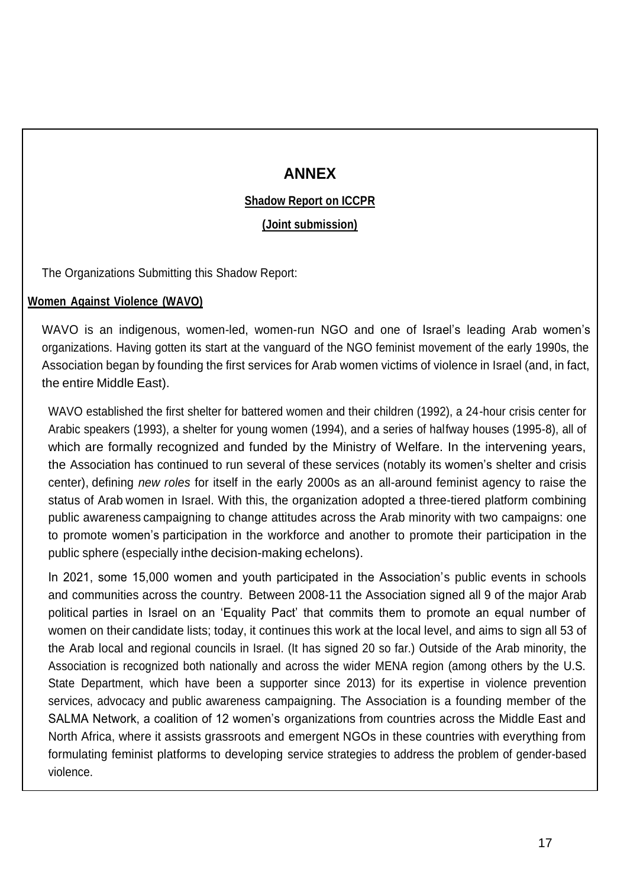# ANNEX

**Shadow Report on ICCPR**

**(Joint submission)**

The Organizations Submitting this Shadow Report:

**Women Against Violence (WAVO)**

WAVO is an indigenous, women-led, women-run NGO and one of Israel's leading Arab women's organizations. Having gotten its start at the vanguard of the NGO feminist movement of the early 1990s, the Association began by founding the first services for Arab women victims of violence in Israel (and, in fact, the entire Middle East).

WAVO established the first shelter for battered women and their children (1992), a 24-hour crisis center for Arabic speakers (1993), a shelter for young women (1994), and a series of halfway houses (1995-8), all of which are formally recognized and funded by the Ministry of Welfare. In the intervening years, the Association has continued to run several of these services (notably its women's shelter and crisis center), defining *new roles* for itself in the early 2000s as an all-around feminist agency to raise the status of Arab women in Israel. With this, the organization adopted a three-tiered platform combining public awareness campaigning to change attitudes across the Arab minority with two campaigns: one to promote women's participation in the workforce and another to promote their participation in the public sphere (especially inthe decision-making echelons).

In 2021, some 15,000 women and youth participated in the Association's public events in schools and communities across the country. Between 2008-11 the Association signed all 9 of the major Arab political parties in Israel on an 'Equality Pact' that commits them to promote an equal number of women on their candidate lists; today, it continues this work at the local level, and aims to sign all 53 of the Arab local and regional councils in Israel. (It has signed 20 so far.) Outside of the Arab minority, the Association is recognized both nationally and across the wider MENA region (among others by the U.S. State Department, which have been a supporter since 2013) for its expertise in violence prevention services, advocacy and public awareness campaigning. The Association is a founding member of the SALMA Network, a coalition of 12 women's organizations from countries across the Middle East and North Africa, where it assists grassroots and emergent NGOs in these countries with everything from formulating feminist platforms to developing service strategies to address the problem of gender-based violence.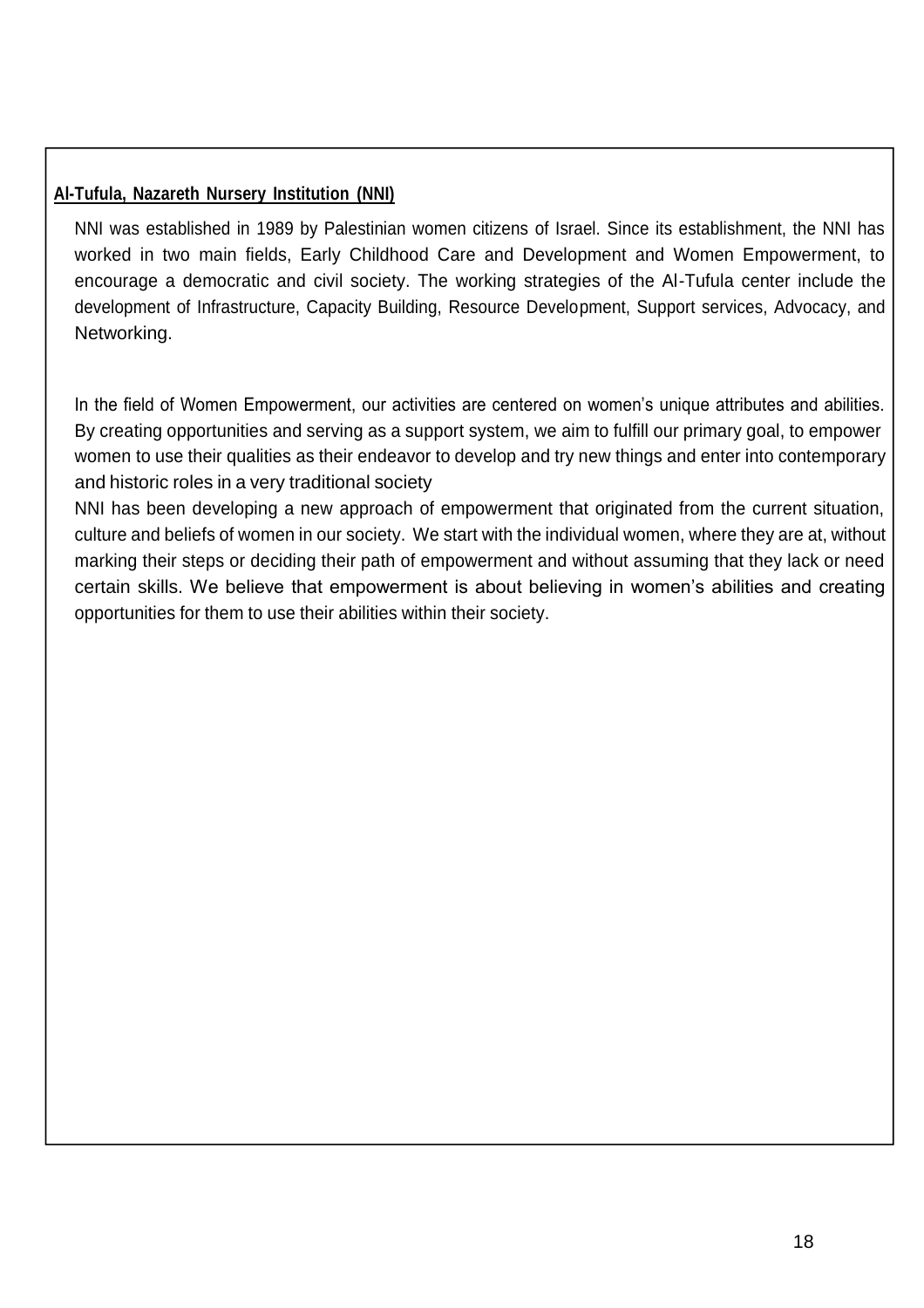**Al-Tufula, Nazareth Nursery Institution (NNI)**

NNI was established in 1989 by Palestinian women citizens of Israel. Since its establishment, the NNI has worked in two main fields, Early Childhood Care and Development and Women Empowerment, to encourage a democratic and civil society. The working strategies of the Al-Tufula center include the development of Infrastructure, Capacity Building, Resource Development, Support services, Advocacy, and Networking.

In the field of Women Empowerment, our activities are centered on women's unique attributes and abilities. By creating opportunities and serving as a support system, we aim to fulfill our primary goal, to empower women to use their qualities as their endeavor to develop and try new things and enter into contemporary and historic roles in a very traditional society

NNI has been developing a new approach of empowerment that originated from the current situation, culture and beliefs of women in our society. We start with the individual women, where they are at, without marking their steps or deciding their path of empowerment and without assuming that they lack or need certain skills. We believe that empowerment is about believing in women's abilities and creating opportunities for them to use their abilities within their society.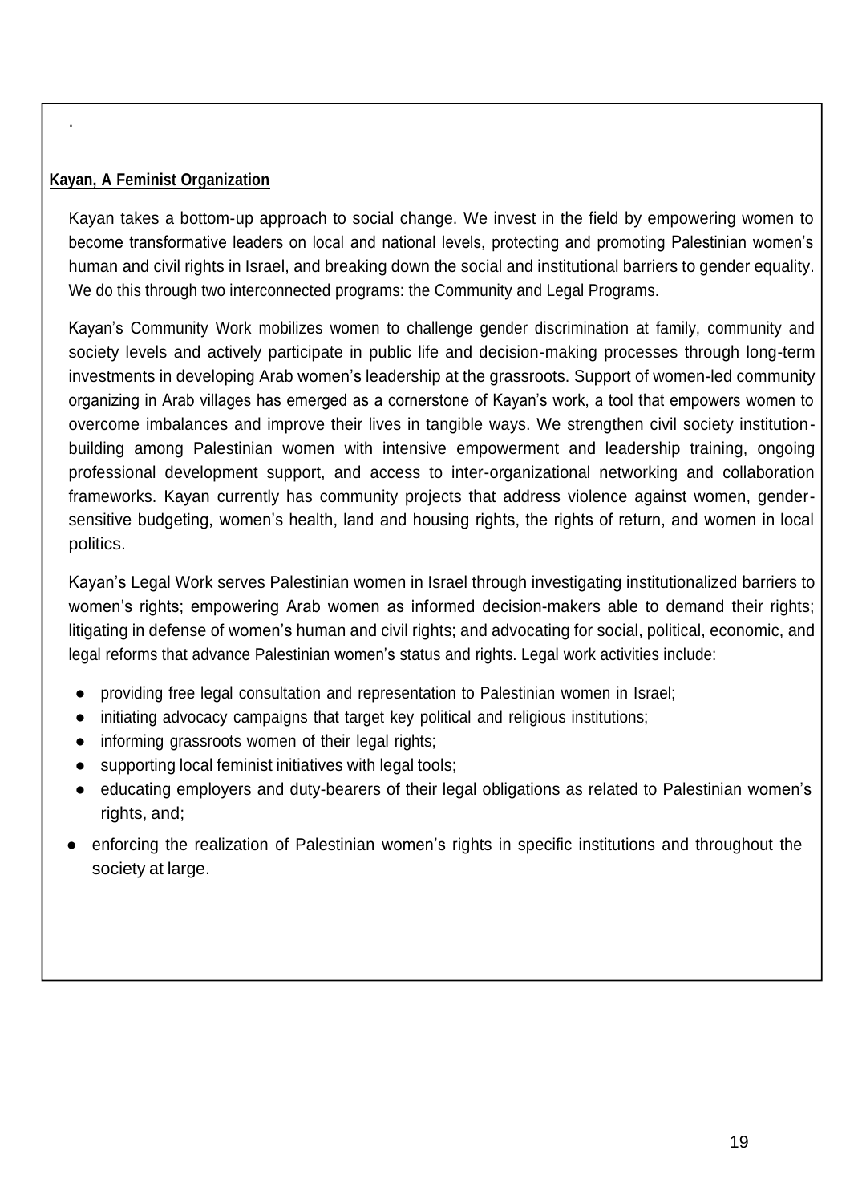.

**Kayan, A Feminist Organization**

Kayan takes a bottom-up approach to social change. We invest in the field by empowering women to become transformative leaders on local and national levels, protecting and promoting Palestinian women's human and civil rights in Israel, and breaking down the social and institutional barriers to gender equality. We do this through two interconnected programs: the Community and Legal Programs.

Kayan's Community Work mobilizes women to challenge gender discrimination at family, community and society levels and actively participate in public life and decision-making processes through long-term investments in developing Arab women's leadership at the grassroots. Support of women-led community organizing in Arab villages has emerged as a cornerstone of Kayan's work, a tool that empowers women to overcome imbalances and improve their lives in tangible ways. We strengthen civil society institution-building among Palestinian women with intensive empowerment and leadership training, ongoing professional development support, and access to inter-organizational networking and collaboration frameworks. Kayan currently has community projects that address violence against women, gender-sensitive budgeting, women's health, land and housing rights, the rights of return, and women in local politics.

Kayan's Legal Work serves Palestinian women in Israel through investigating institutionalized barriers to women's rights; empowering Arab women as informed decision-makers able to demand their rights; litigating in defense of women's human and civil rights; and advocating for social, political, economic, and legal reforms that advance Palestinian women's status and rights. Legal work activities include:

- providing free legal consultation and representation to Palestinian women in Israel;
- initiating advocacy campaigns that target key political and religious institutions;
- informing grassroots women of their legal rights;
- supporting local feminist initiatives with legal tools;
- educating employers and duty-bearers of their legal obligations as related to Palestinian women's rights, and;
- enforcing the realization of Palestinian women's rights in specific institutions and throughout the society at large.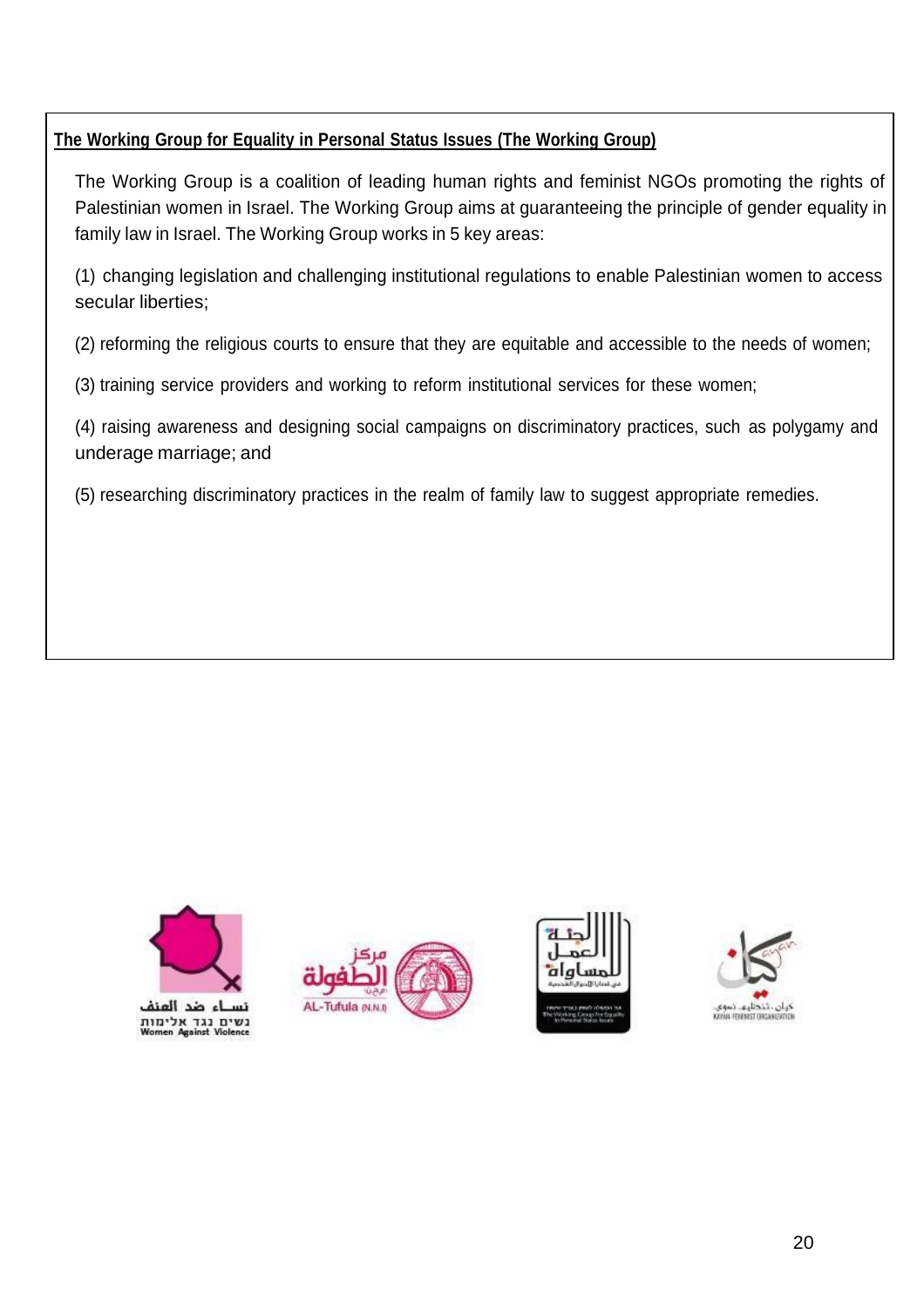**The Working Group for Equality in Personal Status Issues (The Working Group)**

The Working Group is a coalition of leading human rights and feminist NGOs promoting the rights of Palestinian women in Israel. The Working Group aims at guaranteeing the principle of gender equality in family law in Israel. The Working Group works in 5 key areas:

(1) changing legislation and challenging institutional regulations to enable Palestinian women to access secular liberties;

(2) reforming the religious courts to ensure that they are equitable and accessible to the needs of women;

(3) training service providers and working to reform institutional services for these women;

(4) raising awareness and designing social campaigns on discriminatory practices, such as polygamy and underage marriage; and

(5) researching discriminatory practices in the realm of family law to suggest appropriate remedies.

نساء ضد العنف
נשים נגד אלימות
Women Against Violence

مركز الطفولة
AL-Tufula (N.N.I)

لجنة العمل للمساواة
في قضايا الأحوال الشخصية
The Working Group For Equality In Personal Status Issues

كيان - تنظيم نسوي
KAYAN FEMINIST ORGANIZATION